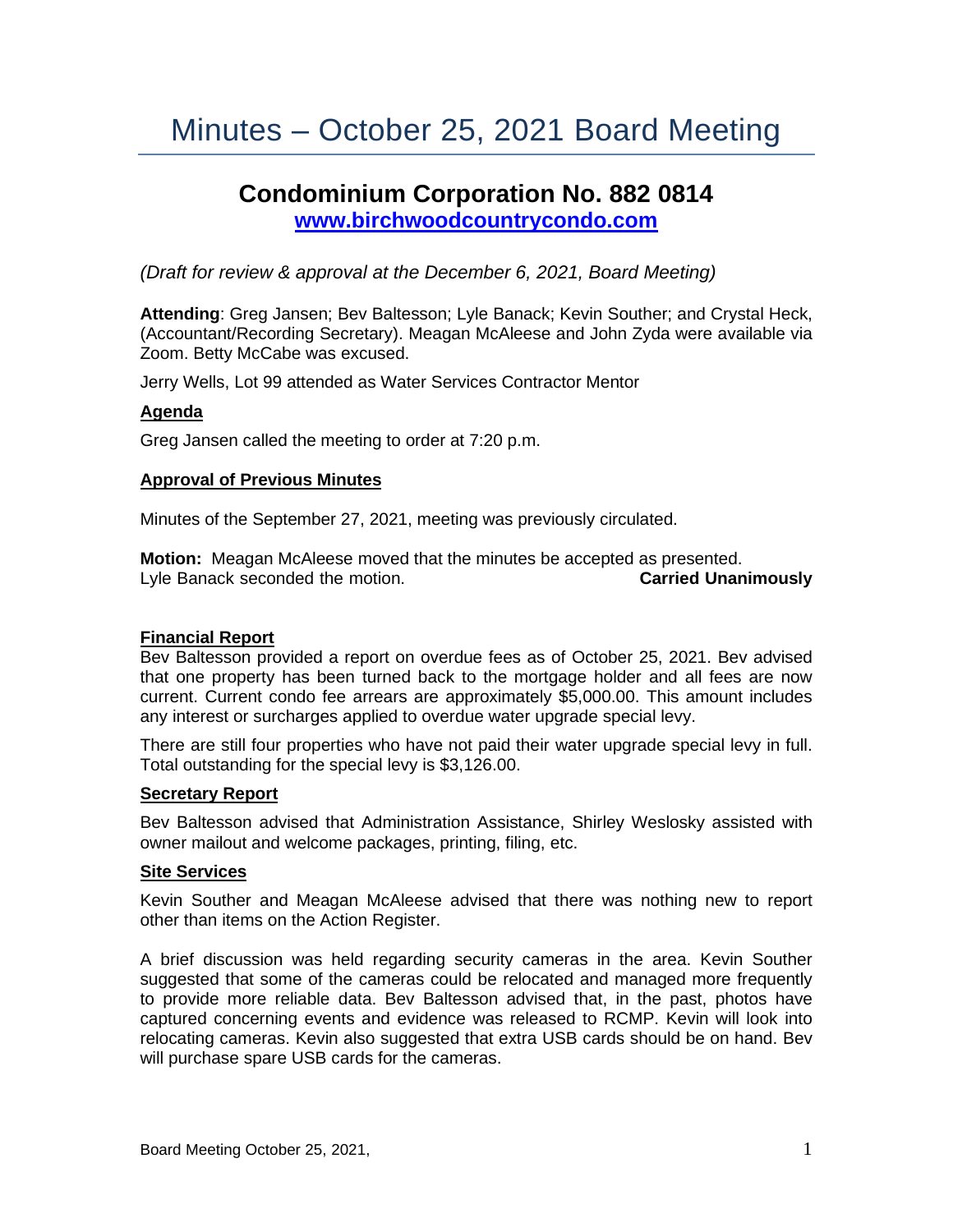# Minutes – October 25, 2021 Board Meeting

## Condominium Corporation No. 882 0814

**[www.birchwoodcountrycondo.com](http://www.birchwoodcountrycondo.com)**

*(Draft for review & approval at the December 6, 2021, Board Meeting)*

**Attending**: Greg Jansen; Bev Baltesson; Lyle Banack; Kevin Souther; and Crystal Heck, (Accountant/Recording Secretary). Meagan McAleese and John Zyda were available via Zoom. Betty McCabe was excused.

Jerry Wells, Lot 99 attended as Water Services Contractor Mentor

### Agenda

Greg Jansen called the meeting to order at 7:20 p.m.

### Approval of Previous Minutes

Minutes of the September 27, 2021, meeting was previously circulated.

**Motion:** Meagan McAleese moved that the minutes be accepted as presented. Lyle Banack seconded the motion. **Carried Unanimously**

### Financial Report

Bev Baltesson provided a report on overdue fees as of October 25, 2021. Bev advised that one property has been turned back to the mortgage holder and all fees are now current. Current condo fee arrears are approximately $5,000.00. This amount includes any interest or surcharges applied to overdue water upgrade special levy.

There are still four properties who have not paid their water upgrade special levy in full. Total outstanding for the special levy is $3,126.00.

### Secretary Report

Bev Baltesson advised that Administration Assistance, Shirley Weslosky assisted with owner mailout and welcome packages, printing, filing, etc.

### Site Services

Kevin Souther and Meagan McAleese advised that there was nothing new to report other than items on the Action Register.

A brief discussion was held regarding security cameras in the area. Kevin Souther suggested that some of the cameras could be relocated and managed more frequently to provide more reliable data. Bev Baltesson advised that, in the past, photos have captured concerning events and evidence was released to RCMP. Kevin will look into relocating cameras. Kevin also suggested that extra USB cards should be on hand. Bev will purchase spare USB cards for the cameras.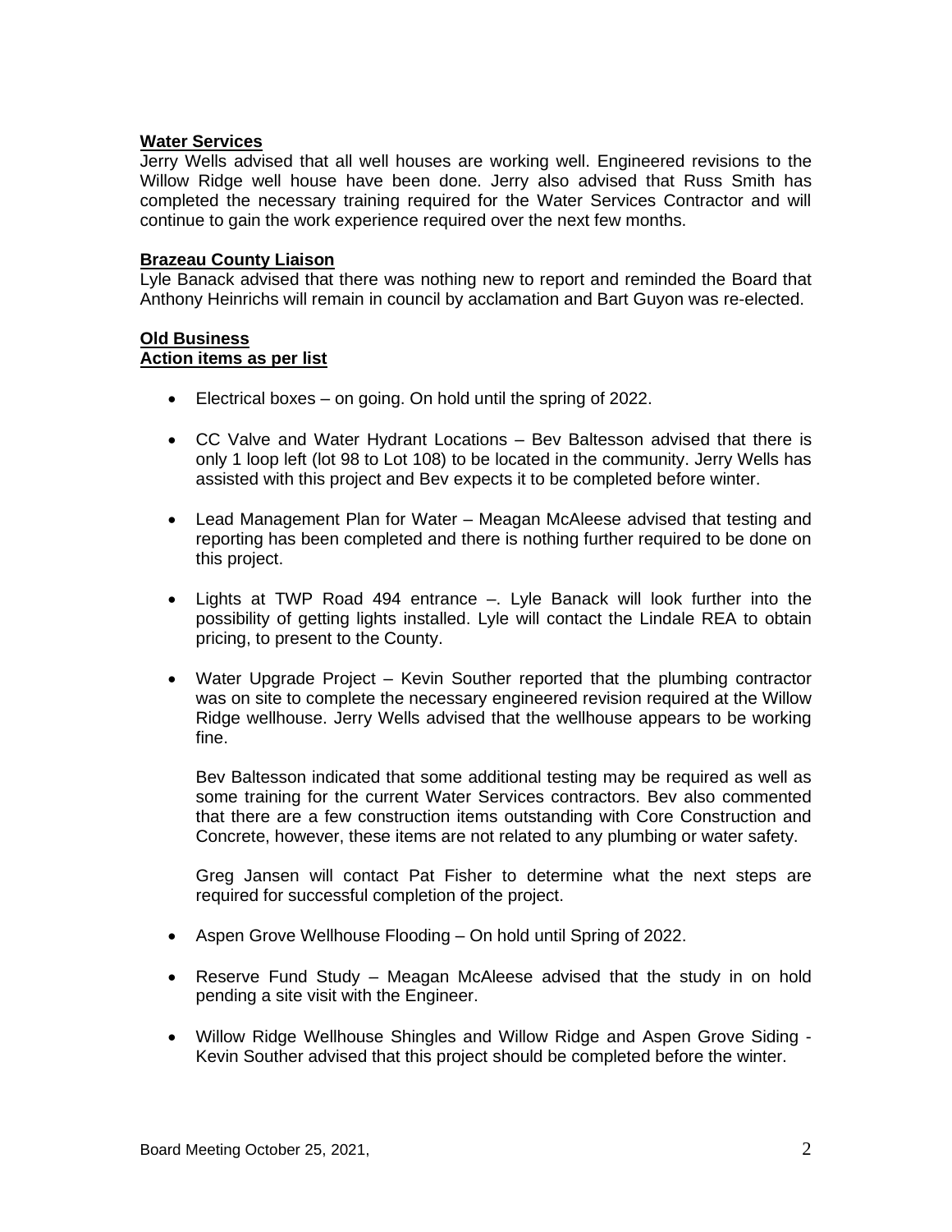**Water Services**

Jerry Wells advised that all well houses are working well. Engineered revisions to the Willow Ridge well house have been done. Jerry also advised that Russ Smith has completed the necessary training required for the Water Services Contractor and will continue to gain the work experience required over the next few months.

**Brazeau County Liaison**

Lyle Banack advised that there was nothing new to report and reminded the Board that Anthony Heinrichs will remain in council by acclamation and Bart Guyon was re-elected.

**Old Business**

**Action items as per list**

- Electrical boxes – on going. On hold until the spring of 2022.

- CC Valve and Water Hydrant Locations – Bev Baltesson advised that there is only 1 loop left (lot 98 to Lot 108) to be located in the community. Jerry Wells has assisted with this project and Bev expects it to be completed before winter.

- Lead Management Plan for Water – Meagan McAleese advised that testing and reporting has been completed and there is nothing further required to be done on this project.

- Lights at TWP Road 494 entrance –. Lyle Banack will look further into the possibility of getting lights installed. Lyle will contact the Lindale REA to obtain pricing, to present to the County.

- Water Upgrade Project – Kevin Souther reported that the plumbing contractor was on site to complete the necessary engineered revision required at the Willow Ridge wellhouse. Jerry Wells advised that the wellhouse appears to be working fine.

  Bev Baltesson indicated that some additional testing may be required as well as some training for the current Water Services contractors. Bev also commented that there are a few construction items outstanding with Core Construction and Concrete, however, these items are not related to any plumbing or water safety.

  Greg Jansen will contact Pat Fisher to determine what the next steps are required for successful completion of the project.

- Aspen Grove Wellhouse Flooding – On hold until Spring of 2022.

- Reserve Fund Study – Meagan McAleese advised that the study in on hold pending a site visit with the Engineer.

- Willow Ridge Wellhouse Shingles and Willow Ridge and Aspen Grove Siding - Kevin Souther advised that this project should be completed before the winter.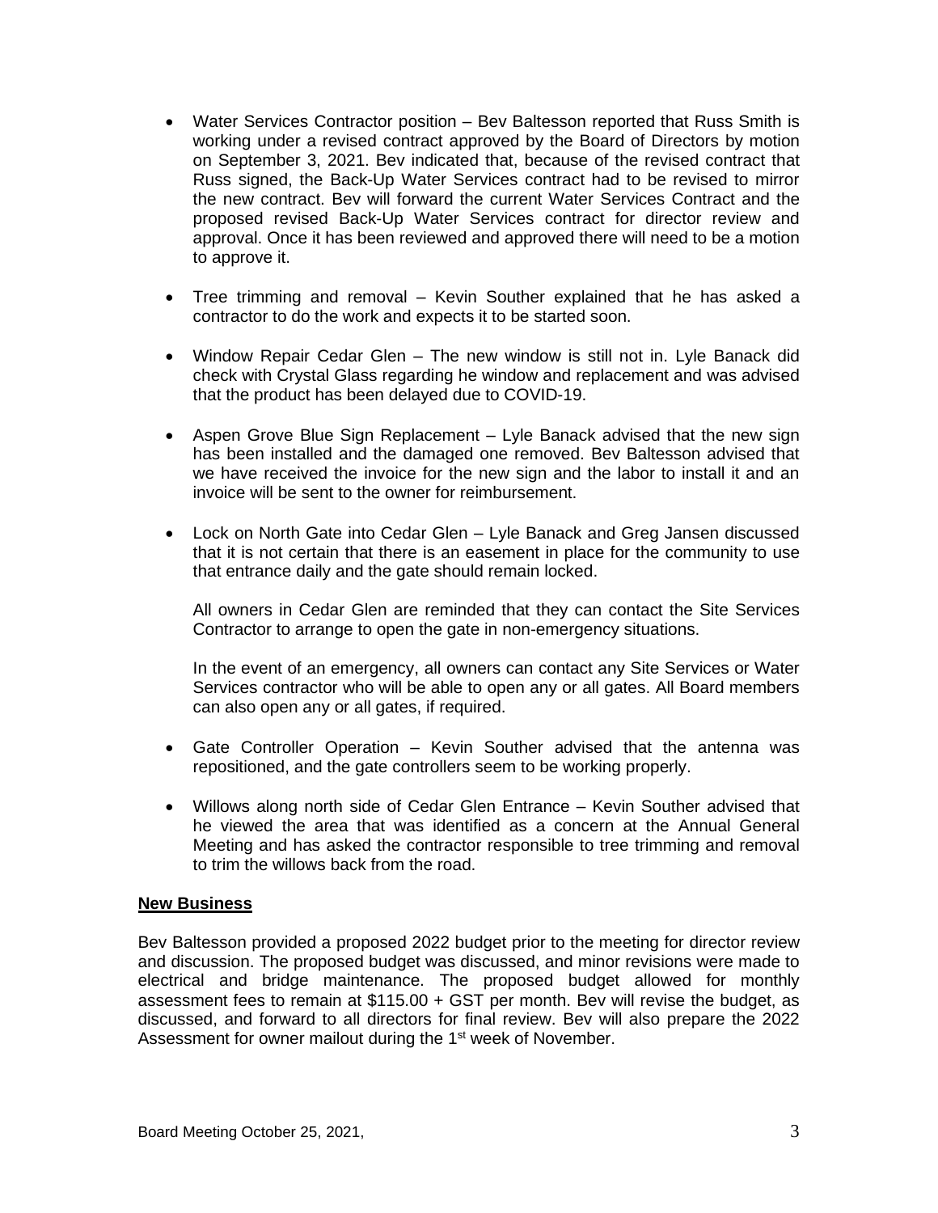- Water Services Contractor position – Bev Baltesson reported that Russ Smith is working under a revised contract approved by the Board of Directors by motion on September 3, 2021. Bev indicated that, because of the revised contract that Russ signed, the Back-Up Water Services contract had to be revised to mirror the new contract. Bev will forward the current Water Services Contract and the proposed revised Back-Up Water Services contract for director review and approval. Once it has been reviewed and approved there will need to be a motion to approve it.

- Tree trimming and removal – Kevin Souther explained that he has asked a contractor to do the work and expects it to be started soon.

- Window Repair Cedar Glen – The new window is still not in. Lyle Banack did check with Crystal Glass regarding he window and replacement and was advised that the product has been delayed due to COVID-19.

- Aspen Grove Blue Sign Replacement – Lyle Banack advised that the new sign has been installed and the damaged one removed. Bev Baltesson advised that we have received the invoice for the new sign and the labor to install it and an invoice will be sent to the owner for reimbursement.

- Lock on North Gate into Cedar Glen – Lyle Banack and Greg Jansen discussed that it is not certain that there is an easement in place for the community to use that entrance daily and the gate should remain locked.

  All owners in Cedar Glen are reminded that they can contact the Site Services Contractor to arrange to open the gate in non-emergency situations.

  In the event of an emergency, all owners can contact any Site Services or Water Services contractor who will be able to open any or all gates. All Board members can also open any or all gates, if required.

- Gate Controller Operation – Kevin Souther advised that the antenna was repositioned, and the gate controllers seem to be working properly.

- Willows along north side of Cedar Glen Entrance – Kevin Souther advised that he viewed the area that was identified as a concern at the Annual General Meeting and has asked the contractor responsible to tree trimming and removal to trim the willows back from the road.

**New Business**

Bev Baltesson provided a proposed 2022 budget prior to the meeting for director review and discussion. The proposed budget was discussed, and minor revisions were made to electrical and bridge maintenance. The proposed budget allowed for monthly assessment fees to remain at $115.00 + GST per month. Bev will revise the budget, as discussed, and forward to all directors for final review. Bev will also prepare the 2022 Assessment for owner mailout during the 1st week of November.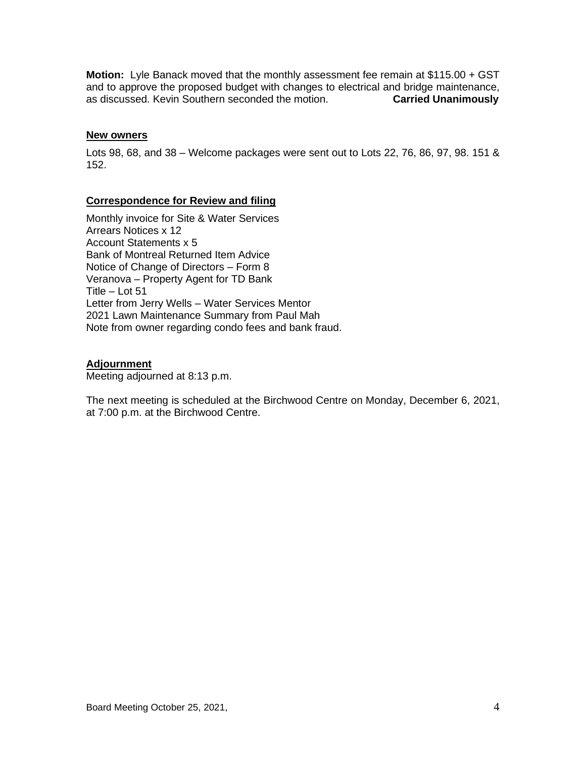**Motion:** Lyle Banack moved that the monthly assessment fee remain at $115.00 + GST and to approve the proposed budget with changes to electrical and bridge maintenance, as discussed. Kevin Southern seconded the motion. **Carried Unanimously**

## New owners

Lots 98, 68, and 38 – Welcome packages were sent out to Lots 22, 76, 86, 97, 98. 151 & 152.

## Correspondence for Review and filing

Monthly invoice for Site & Water Services
Arrears Notices x 12
Account Statements x 5
Bank of Montreal Returned Item Advice
Notice of Change of Directors – Form 8
Veranova – Property Agent for TD Bank
Title – Lot 51
Letter from Jerry Wells – Water Services Mentor
2021 Lawn Maintenance Summary from Paul Mah
Note from owner regarding condo fees and bank fraud.

## Adjournment

Meeting adjourned at 8:13 p.m.

The next meeting is scheduled at the Birchwood Centre on Monday, December 6, 2021, at 7:00 p.m. at the Birchwood Centre.